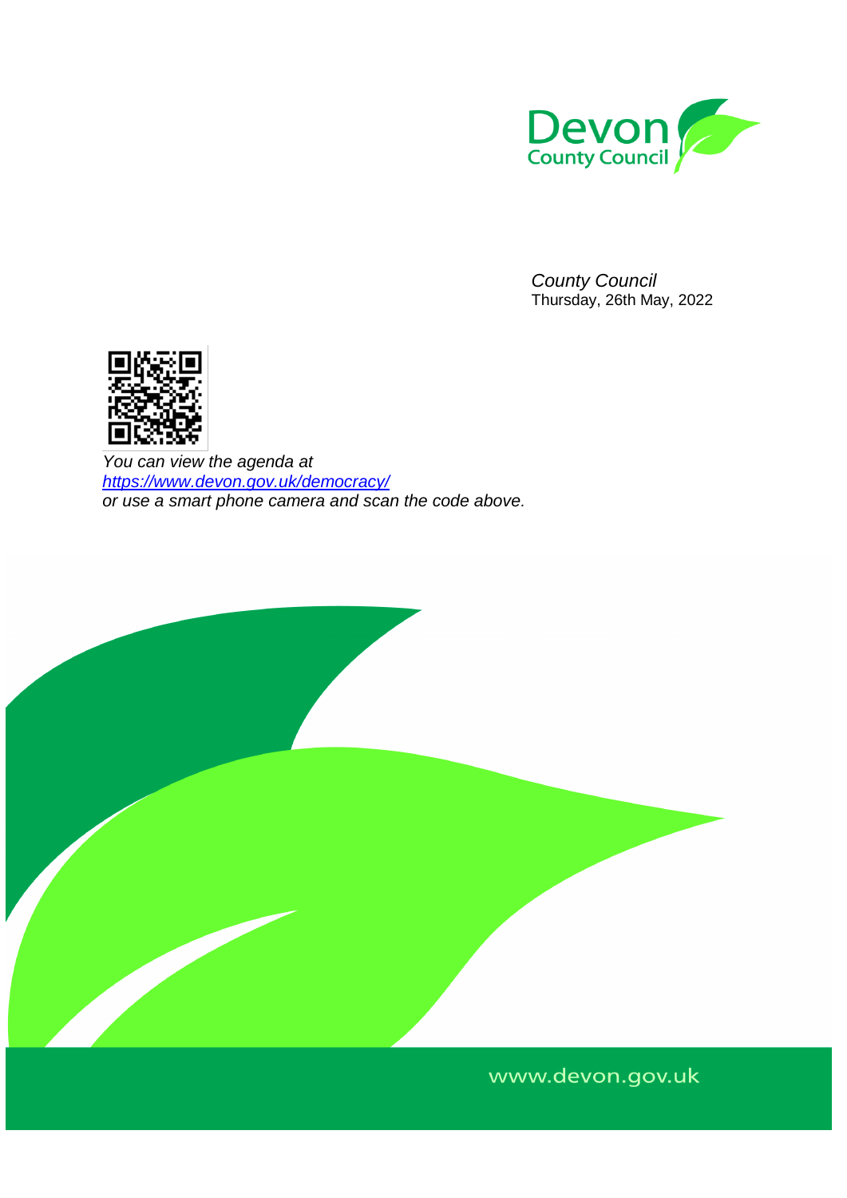Devon County Council

*County Council*
Thursday, 26th May, 2022

*You can view the agenda at [https://www.devon.gov.uk/democracy/](https://www.devon.gov.uk/democracy/) or use a smart phone camera and scan the code above.*

www.devon.gov.uk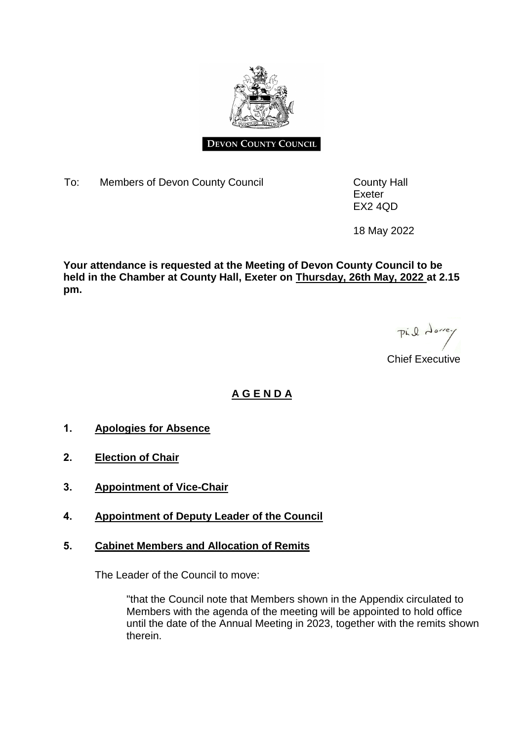DEVON COUNTY COUNCIL

To: Members of Devon County Council

County Hall
Exeter
EX2 4QD

18 May 2022

**Your attendance is requested at the Meeting of Devon County Council to be held in the Chamber at County Hall, Exeter on Thursday, 26th May, 2022 at 2.15 pm.**

Phil Norrey

Chief Executive

# A G E N D A

**1. Apologies for Absence**

**2. Election of Chair**

**3. Appointment of Vice-Chair**

**4. Appointment of Deputy Leader of the Council**

**5. Cabinet Members and Allocation of Remits**

The Leader of the Council to move:

"that the Council note that Members shown in the Appendix circulated to Members with the agenda of the meeting will be appointed to hold office until the date of the Annual Meeting in 2023, together with the remits shown therein.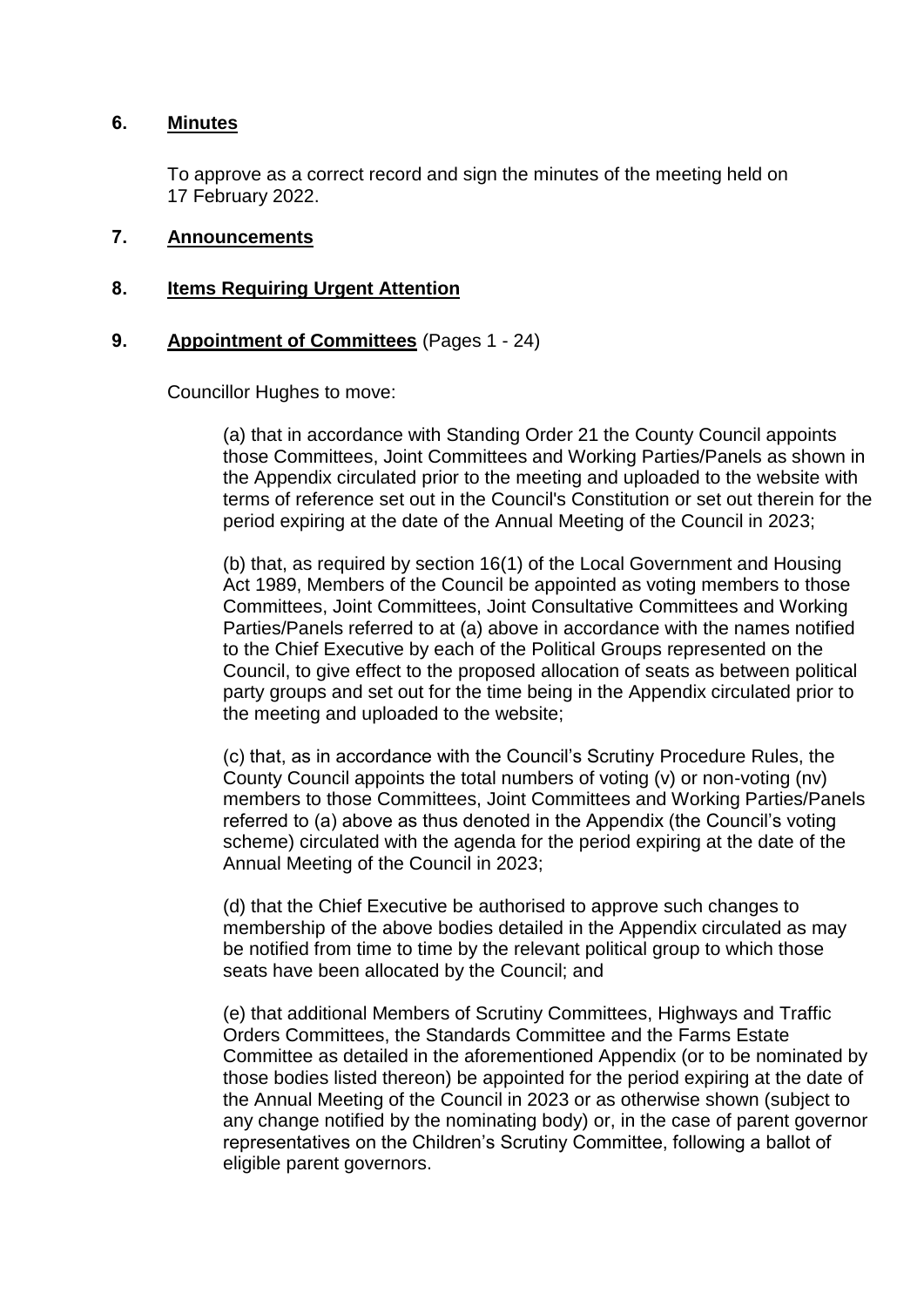## 6. **Minutes**

To approve as a correct record and sign the minutes of the meeting held on 17 February 2022.

## 7. **Announcements**

## 8. **Items Requiring Urgent Attention**

## 9. **Appointment of Committees** (Pages 1 - 24)

Councillor Hughes to move:

(a) that in accordance with Standing Order 21 the County Council appoints those Committees, Joint Committees and Working Parties/Panels as shown in the Appendix circulated prior to the meeting and uploaded to the website with terms of reference set out in the Council's Constitution or set out therein for the period expiring at the date of the Annual Meeting of the Council in 2023;

(b) that, as required by section 16(1) of the Local Government and Housing Act 1989, Members of the Council be appointed as voting members to those Committees, Joint Committees, Joint Consultative Committees and Working Parties/Panels referred to at (a) above in accordance with the names notified to the Chief Executive by each of the Political Groups represented on the Council, to give effect to the proposed allocation of seats as between political party groups and set out for the time being in the Appendix circulated prior to the meeting and uploaded to the website;

(c) that, as in accordance with the Council's Scrutiny Procedure Rules, the County Council appoints the total numbers of voting (v) or non-voting (nv) members to those Committees, Joint Committees and Working Parties/Panels referred to (a) above as thus denoted in the Appendix (the Council's voting scheme) circulated with the agenda for the period expiring at the date of the Annual Meeting of the Council in 2023;

(d) that the Chief Executive be authorised to approve such changes to membership of the above bodies detailed in the Appendix circulated as may be notified from time to time by the relevant political group to which those seats have been allocated by the Council; and

(e) that additional Members of Scrutiny Committees, Highways and Traffic Orders Committees, the Standards Committee and the Farms Estate Committee as detailed in the aforementioned Appendix (or to be nominated by those bodies listed thereon) be appointed for the period expiring at the date of the Annual Meeting of the Council in 2023 or as otherwise shown (subject to any change notified by the nominating body) or, in the case of parent governor representatives on the Children's Scrutiny Committee, following a ballot of eligible parent governors.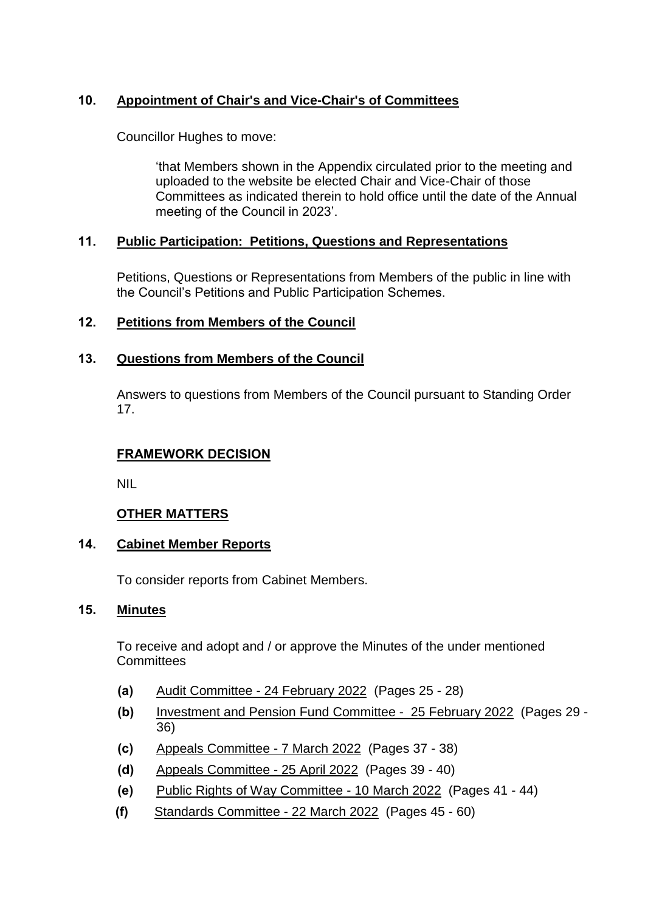## 10. Appointment of Chair's and Vice-Chair's of Committees

Councillor Hughes to move:

> 'that Members shown in the Appendix circulated prior to the meeting and uploaded to the website be elected Chair and Vice-Chair of those Committees as indicated therein to hold office until the date of the Annual meeting of the Council in 2023'.

## 11. Public Participation: Petitions, Questions and Representations

Petitions, Questions or Representations from Members of the public in line with the Council's Petitions and Public Participation Schemes.

## 12. Petitions from Members of the Council

## 13. Questions from Members of the Council

Answers to questions from Members of the Council pursuant to Standing Order 17.

## FRAMEWORK DECISION

NIL

## OTHER MATTERS

## 14. Cabinet Member Reports

To consider reports from Cabinet Members.

## 15. Minutes

To receive and adopt and / or approve the Minutes of the under mentioned Committees

- **(a)** Audit Committee - 24 February 2022 (Pages 25 - 28)
- **(b)** Investment and Pension Fund Committee - 25 February 2022 (Pages 29 - 36)
- **(c)** Appeals Committee - 7 March 2022 (Pages 37 - 38)
- **(d)** Appeals Committee - 25 April 2022 (Pages 39 - 40)
- **(e)** Public Rights of Way Committee - 10 March 2022 (Pages 41 - 44)
- **(f)** Standards Committee - 22 March 2022 (Pages 45 - 60)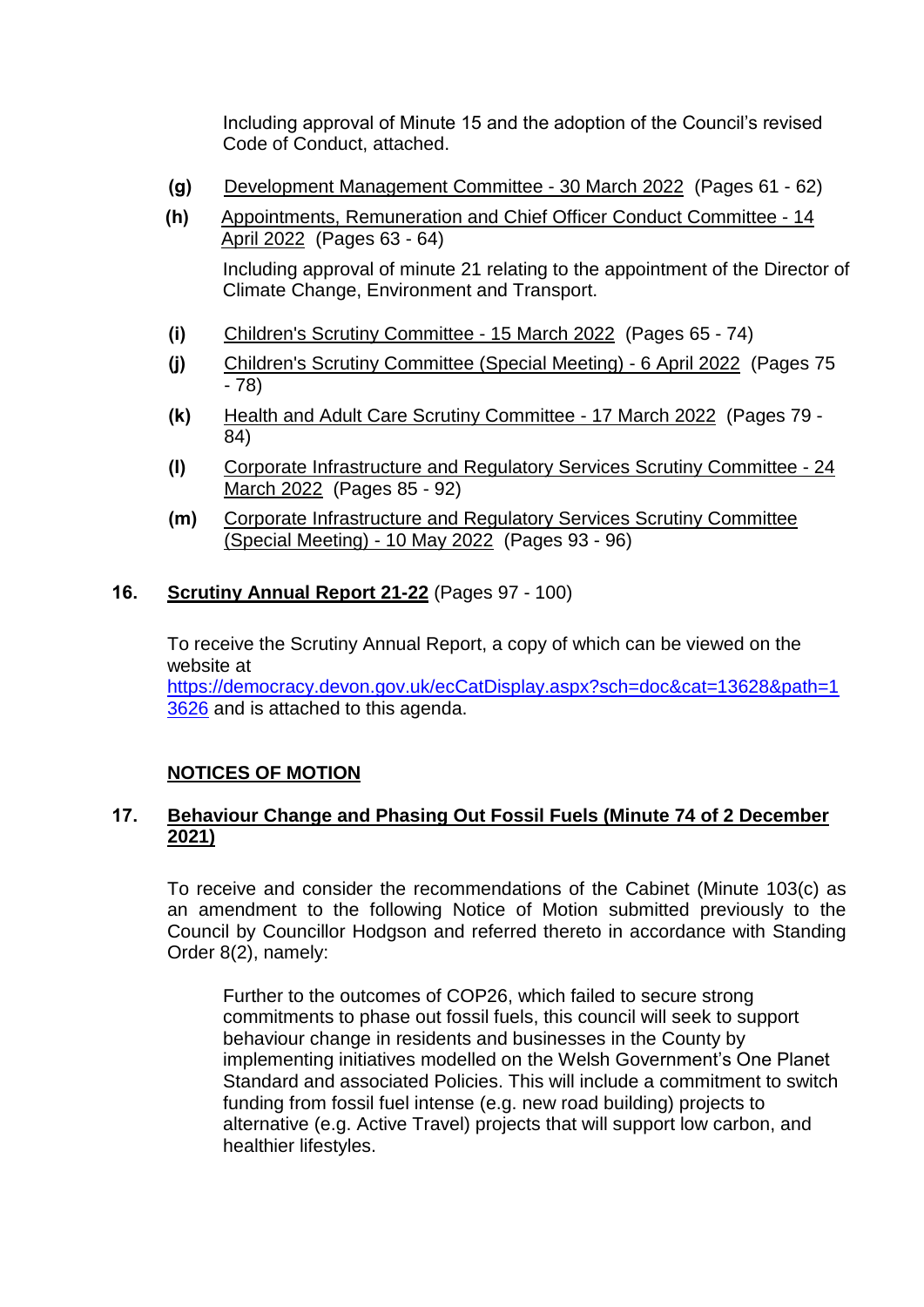Including approval of Minute 15 and the adoption of the Council's revised Code of Conduct, attached.

**(g)** Development Management Committee - 30 March 2022 (Pages 61 - 62)

**(h)** Appointments, Remuneration and Chief Officer Conduct Committee - 14 April 2022 (Pages 63 - 64)

Including approval of minute 21 relating to the appointment of the Director of Climate Change, Environment and Transport.

**(i)** Children's Scrutiny Committee - 15 March 2022 (Pages 65 - 74)

**(j)** Children's Scrutiny Committee (Special Meeting) - 6 April 2022 (Pages 75 - 78)

**(k)** Health and Adult Care Scrutiny Committee - 17 March 2022 (Pages 79 - 84)

**(l)** Corporate Infrastructure and Regulatory Services Scrutiny Committee - 24 March 2022 (Pages 85 - 92)

**(m)** Corporate Infrastructure and Regulatory Services Scrutiny Committee (Special Meeting) - 10 May 2022 (Pages 93 - 96)

**16. Scrutiny Annual Report 21-22** (Pages 97 - 100)

To receive the Scrutiny Annual Report, a copy of which can be viewed on the website at https://democracy.devon.gov.uk/ecCatDisplay.aspx?sch=doc&cat=13628&path=13626 and is attached to this agenda.

**NOTICES OF MOTION**

**17. Behaviour Change and Phasing Out Fossil Fuels (Minute 74 of 2 December 2021)**

To receive and consider the recommendations of the Cabinet (Minute 103(c) as an amendment to the following Notice of Motion submitted previously to the Council by Councillor Hodgson and referred thereto in accordance with Standing Order 8(2), namely:

> Further to the outcomes of COP26, which failed to secure strong commitments to phase out fossil fuels, this council will seek to support behaviour change in residents and businesses in the County by implementing initiatives modelled on the Welsh Government's One Planet Standard and associated Policies. This will include a commitment to switch funding from fossil fuel intense (e.g. new road building) projects to alternative (e.g. Active Travel) projects that will support low carbon, and healthier lifestyles.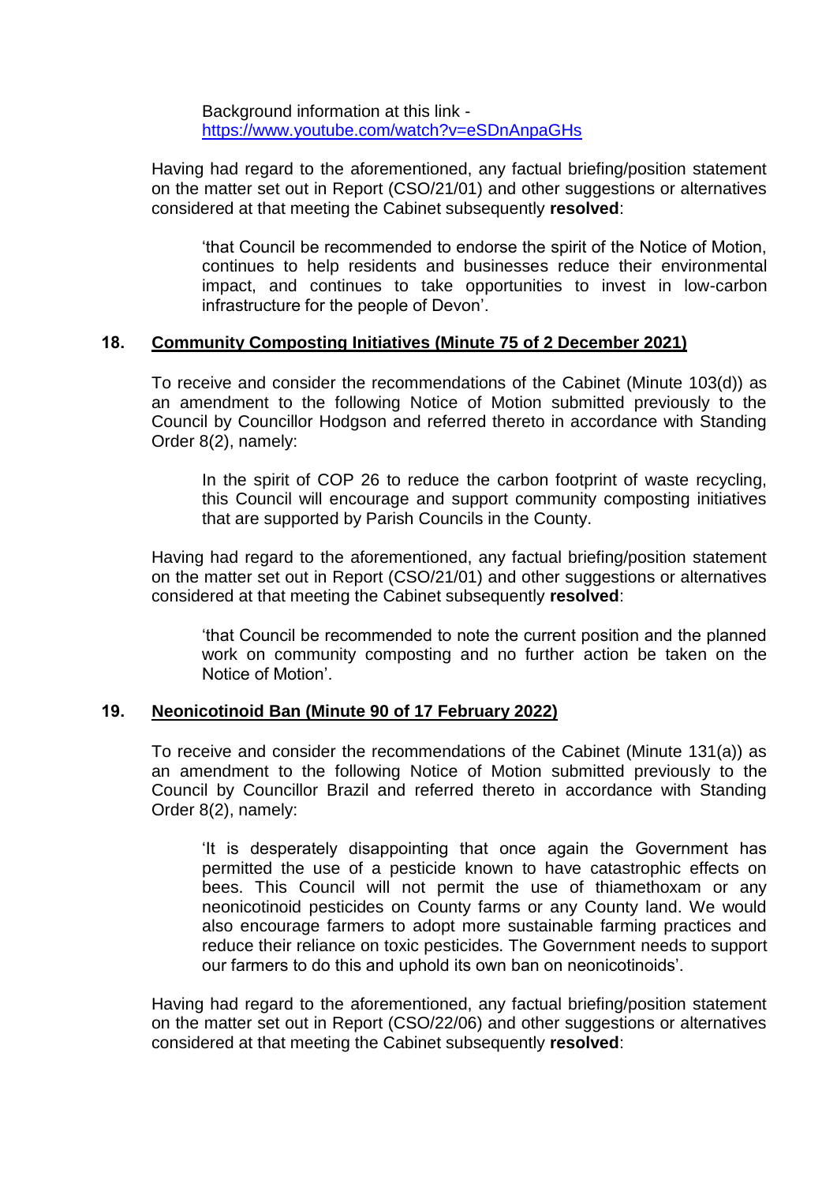Background information at this link - [https://www.youtube.com/watch?v=eSDnAnpaGHs](https://www.youtube.com/watch?v=eSDnAnpaGHs)

Having had regard to the aforementioned, any factual briefing/position statement on the matter set out in Report (CSO/21/01) and other suggestions or alternatives considered at that meeting the Cabinet subsequently **resolved**:

> 'that Council be recommended to endorse the spirit of the Notice of Motion, continues to help residents and businesses reduce their environmental impact, and continues to take opportunities to invest in low-carbon infrastructure for the people of Devon'.

## 18. Community Composting Initiatives (Minute 75 of 2 December 2021)

To receive and consider the recommendations of the Cabinet (Minute 103(d)) as an amendment to the following Notice of Motion submitted previously to the Council by Councillor Hodgson and referred thereto in accordance with Standing Order 8(2), namely:

> In the spirit of COP 26 to reduce the carbon footprint of waste recycling, this Council will encourage and support community composting initiatives that are supported by Parish Councils in the County.

Having had regard to the aforementioned, any factual briefing/position statement on the matter set out in Report (CSO/21/01) and other suggestions or alternatives considered at that meeting the Cabinet subsequently **resolved**:

> 'that Council be recommended to note the current position and the planned work on community composting and no further action be taken on the Notice of Motion'.

## 19. Neonicotinoid Ban (Minute 90 of 17 February 2022)

To receive and consider the recommendations of the Cabinet (Minute 131(a)) as an amendment to the following Notice of Motion submitted previously to the Council by Councillor Brazil and referred thereto in accordance with Standing Order 8(2), namely:

> 'It is desperately disappointing that once again the Government has permitted the use of a pesticide known to have catastrophic effects on bees. This Council will not permit the use of thiamethoxam or any neonicotinoid pesticides on County farms or any County land. We would also encourage farmers to adopt more sustainable farming practices and reduce their reliance on toxic pesticides. The Government needs to support our farmers to do this and uphold its own ban on neonicotinoids'.

Having had regard to the aforementioned, any factual briefing/position statement on the matter set out in Report (CSO/22/06) and other suggestions or alternatives considered at that meeting the Cabinet subsequently **resolved**: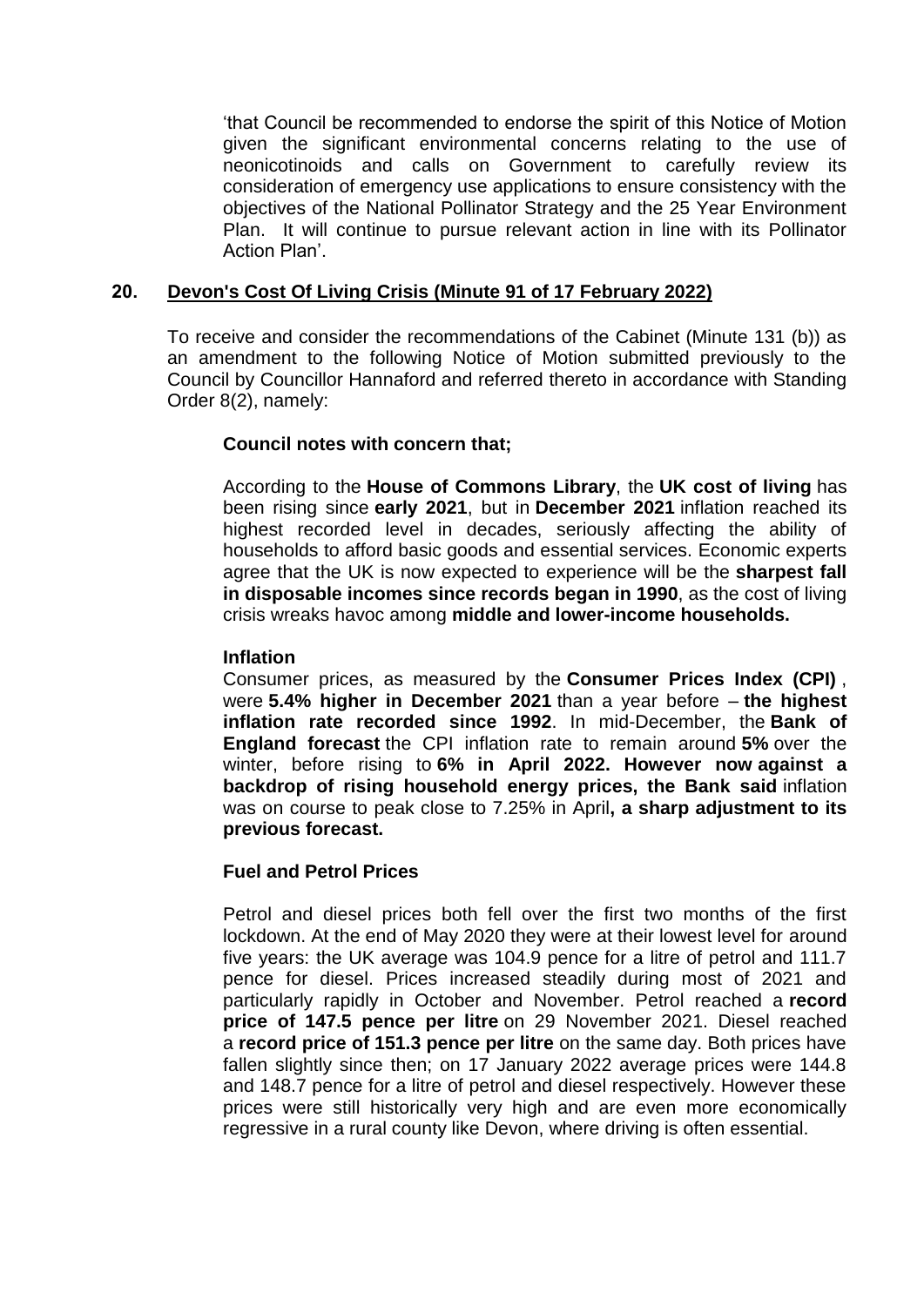'that Council be recommended to endorse the spirit of this Notice of Motion given the significant environmental concerns relating to the use of neonicotinoids and calls on Government to carefully review its consideration of emergency use applications to ensure consistency with the objectives of the National Pollinator Strategy and the 25 Year Environment Plan. It will continue to pursue relevant action in line with its Pollinator Action Plan'.

## 20. Devon's Cost Of Living Crisis (Minute 91 of 17 February 2022)

To receive and consider the recommendations of the Cabinet (Minute 131 (b)) as an amendment to the following Notice of Motion submitted previously to the Council by Councillor Hannaford and referred thereto in accordance with Standing Order 8(2), namely:

**Council notes with concern that;**

According to the **House of Commons Library**, the **UK cost of living** has been rising since **early 2021**, but in **December 2021** inflation reached its highest recorded level in decades, seriously affecting the ability of households to afford basic goods and essential services. Economic experts agree that the UK is now expected to experience will be the **sharpest fall in disposable incomes since records began in 1990**, as the cost of living crisis wreaks havoc among **middle and lower-income households.**

**Inflation**

Consumer prices, as measured by the **Consumer Prices Index (CPI)** , were **5.4% higher in December 2021** than a year before – **the highest inflation rate recorded since 1992**. In mid-December, the **Bank of England forecast** the CPI inflation rate to remain around **5%** over the winter, before rising to **6% in April 2022. However now against a backdrop of rising household energy prices, the Bank said** inflation was on course to peak close to 7.25% in April**, a sharp adjustment to its previous forecast.**

**Fuel and Petrol Prices**

Petrol and diesel prices both fell over the first two months of the first lockdown. At the end of May 2020 they were at their lowest level for around five years: the UK average was 104.9 pence for a litre of petrol and 111.7 pence for diesel. Prices increased steadily during most of 2021 and particularly rapidly in October and November. Petrol reached a **record price of 147.5 pence per litre** on 29 November 2021. Diesel reached a **record price of 151.3 pence per litre** on the same day. Both prices have fallen slightly since then; on 17 January 2022 average prices were 144.8 and 148.7 pence for a litre of petrol and diesel respectively. However these prices were still historically very high and are even more economically regressive in a rural county like Devon, where driving is often essential.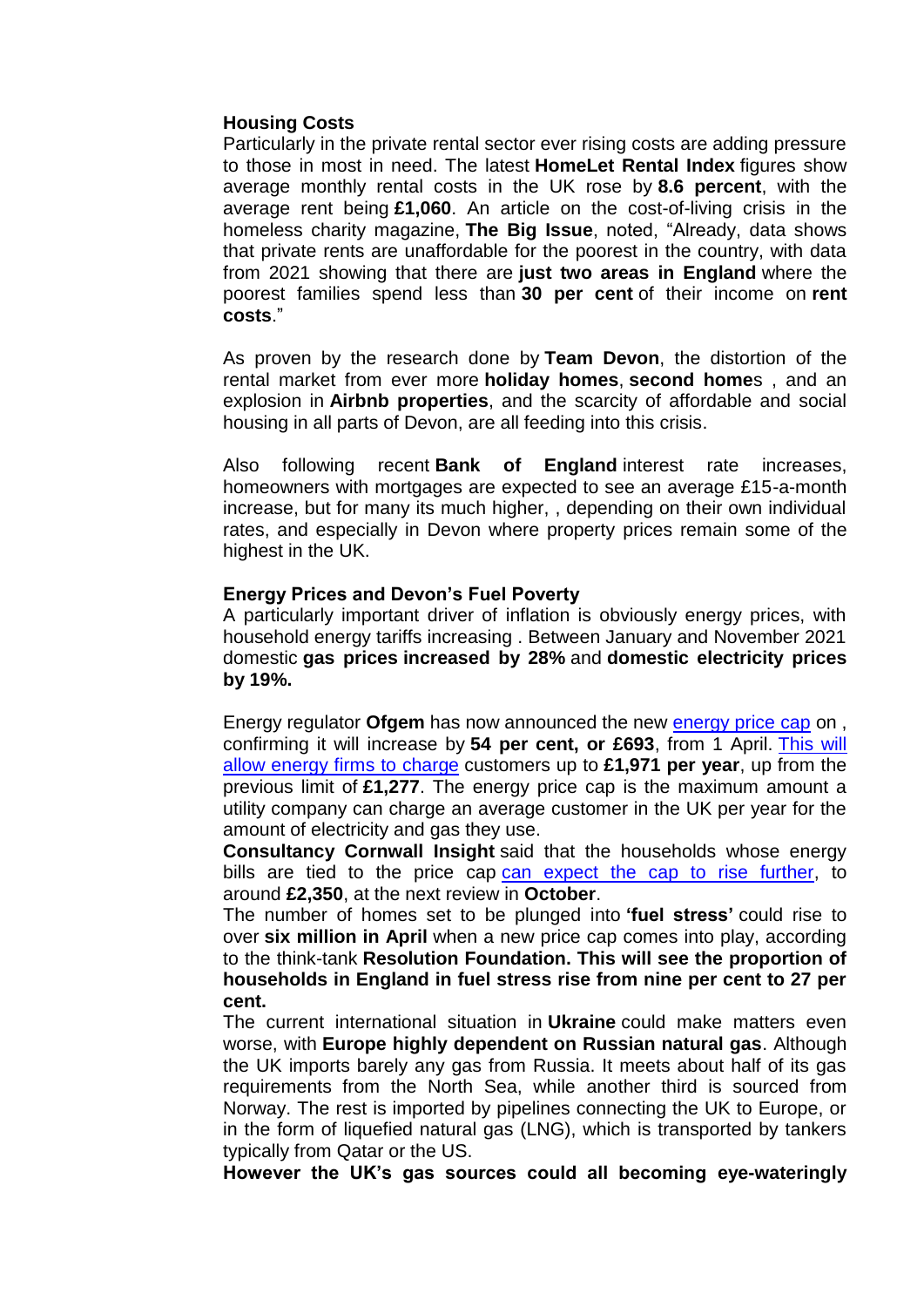**Housing Costs**

Particularly in the private rental sector ever rising costs are adding pressure to those in most in need. The latest **HomeLet Rental Index** figures show average monthly rental costs in the UK rose by **8.6 percent**, with the average rent being **£1,060**. An article on the cost-of-living crisis in the homeless charity magazine, **The Big Issue**, noted, "Already, data shows that private rents are unaffordable for the poorest in the country, with data from 2021 showing that there are **just two areas in England** where the poorest families spend less than **30 per cent** of their income on **rent costs**."

As proven by the research done by **Team Devon**, the distortion of the rental market from ever more **holiday homes**, **second home**s , and an explosion in **Airbnb properties**, and the scarcity of affordable and social housing in all parts of Devon, are all feeding into this crisis.

Also following recent **Bank of England** interest rate increases, homeowners with mortgages are expected to see an average £15-a-month increase, but for many its much higher, , depending on their own individual rates, and especially in Devon where property prices remain some of the highest in the UK.

**Energy Prices and Devon's Fuel Poverty**

A particularly important driver of inflation is obviously energy prices, with household energy tariffs increasing . Between January and November 2021 domestic **gas prices increased by 28%** and **domestic electricity prices by 19%.**

Energy regulator **Ofgem** has now announced the new energy price cap on , confirming it will increase by **54 per cent, or £693**, from 1 April. This will allow energy firms to charge customers up to **£1,971 per year**, up from the previous limit of **£1,277**. The energy price cap is the maximum amount a utility company can charge an average customer in the UK per year for the amount of electricity and gas they use.

**Consultancy Cornwall Insight** said that the households whose energy bills are tied to the price cap can expect the cap to rise further, to around **£2,350**, at the next review in **October**.

The number of homes set to be plunged into **'fuel stress'** could rise to over **six million in April** when a new price cap comes into play, according to the think-tank **Resolution Foundation. This will see the proportion of households in England in fuel stress rise from nine per cent to 27 per cent.**

The current international situation in **Ukraine** could make matters even worse, with **Europe highly dependent on Russian natural gas**. Although the UK imports barely any gas from Russia. It meets about half of its gas requirements from the North Sea, while another third is sourced from Norway. The rest is imported by pipelines connecting the UK to Europe, or in the form of liquefied natural gas (LNG), which is transported by tankers typically from Qatar or the US.

**However the UK's gas sources could all becoming eye-wateringly**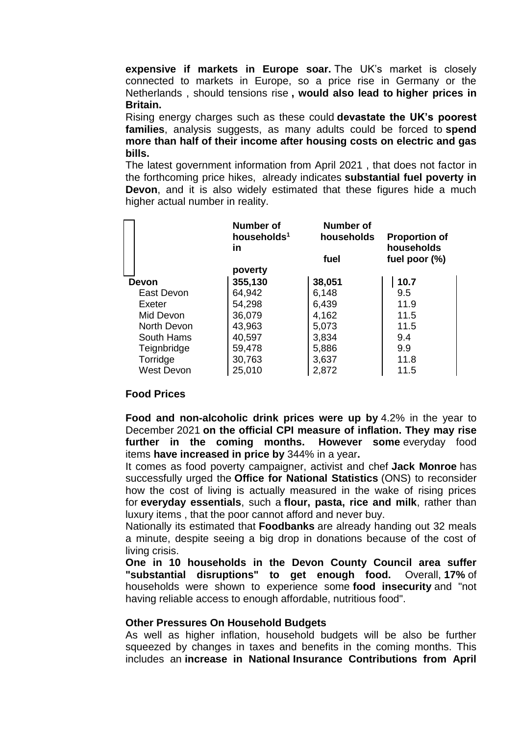**expensive if markets in Europe soar.** The UK's market is closely connected to markets in Europe, so a price rise in Germany or the Netherlands , should tensions rise **, would also lead to higher prices in Britain.**

Rising energy charges such as these could **devastate the UK's poorest families**, analysis suggests, as many adults could be forced to **spend more than half of their income after housing costs on electric and gas bills.**

The latest government information from April 2021 , that does not factor in the forthcoming price hikes, already indicates **substantial fuel poverty in Devon**, and it is also widely estimated that these figures hide a much higher actual number in reality.

| | Number of households[1] | Number of households in fuel poverty | Proportion of households fuel poor (%) |
|---|---|---|---|
| **Devon** | **355,130** | **38,051** | **10.7** |
| East Devon | 64,942 | 6,148 | 9.5 |
| Exeter | 54,298 | 6,439 | 11.9 |
| Mid Devon | 36,079 | 4,162 | 11.5 |
| North Devon | 43,963 | 5,073 | 11.5 |
| South Hams | 40,597 | 3,834 | 9.4 |
| Teignbridge | 59,478 | 5,886 | 9.9 |
| Torridge | 30,763 | 3,637 | 11.8 |
| West Devon | 25,010 | 2,872 | 11.5 |

### Food Prices

**Food and non-alcoholic drink prices were up by** 4.2% in the year to December 2021 **on the official CPI measure of inflation. They may rise further in the coming months. However some** everyday food items **have increased in price by** 344% in a year**.**

It comes as food poverty campaigner, activist and chef **Jack Monroe** has successfully urged the **Office for National Statistics** (ONS) to reconsider how the cost of living is actually measured in the wake of rising prices for **everyday essentials**, such a **flour, pasta, rice and milk**, rather than luxury items , that the poor cannot afford and never buy.

Nationally its estimated that **Foodbanks** are already handing out 32 meals a minute, despite seeing a big drop in donations because of the cost of living crisis.

**One in 10 households in the Devon County Council area suffer "substantial disruptions" to get enough food.** Overall, **17%** of households were shown to experience some **food insecurity** and "not having reliable access to enough affordable, nutritious food".

### Other Pressures On Household Budgets

As well as higher inflation, household budgets will be also be further squeezed by changes in taxes and benefits in the coming months. This includes an **increase in National Insurance Contributions from April**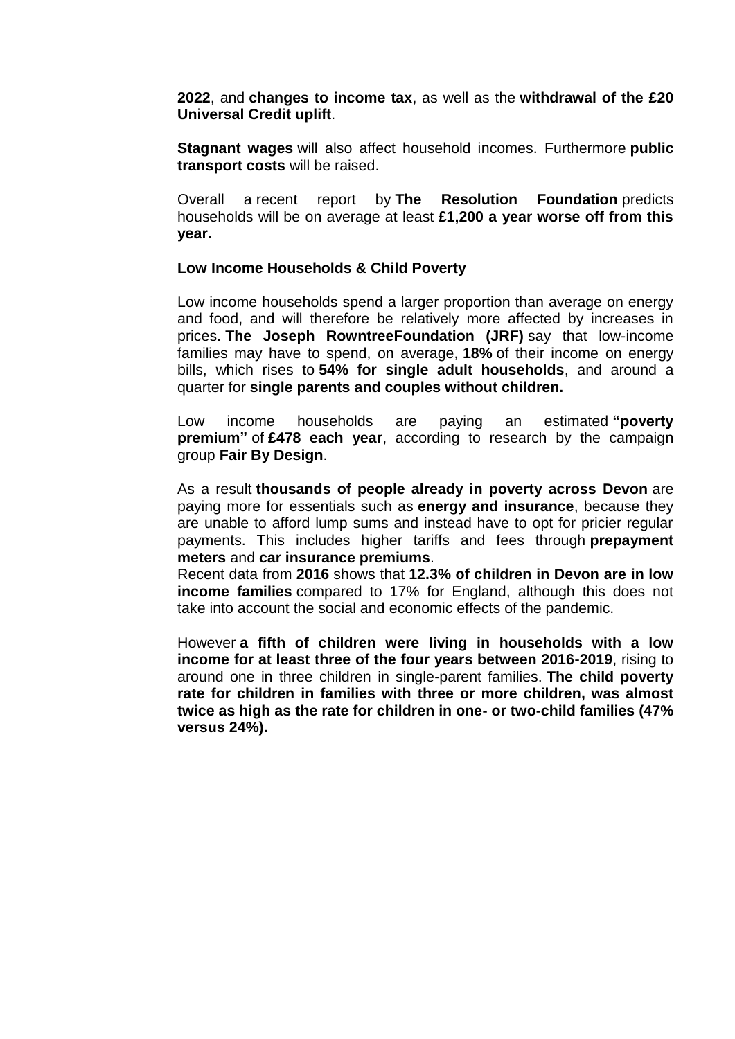**2022**, and **changes to income tax**, as well as the **withdrawal of the £20 Universal Credit uplift**.

**Stagnant wages** will also affect household incomes. Furthermore **public transport costs** will be raised.

Overall a recent report by **The Resolution Foundation** predicts households will be on average at least **£1,200 a year worse off from this year.**

**Low Income Households & Child Poverty**

Low income households spend a larger proportion than average on energy and food, and will therefore be relatively more affected by increases in prices. **The Joseph RowntreeFoundation (JRF)** say that low-income families may have to spend, on average, **18%** of their income on energy bills, which rises to **54% for single adult households**, and around a quarter for **single parents and couples without children.**

Low income households are paying an estimated **"poverty premium"** of **£478 each year**, according to research by the campaign group **Fair By Design**.

As a result **thousands of people already in poverty across Devon** are paying more for essentials such as **energy and insurance**, because they are unable to afford lump sums and instead have to opt for pricier regular payments. This includes higher tariffs and fees through **prepayment meters** and **car insurance premiums**.
Recent data from **2016** shows that **12.3% of children in Devon are in low income families** compared to 17% for England, although this does not take into account the social and economic effects of the pandemic.

However **a fifth of children were living in households with a low income for at least three of the four years between 2016-2019**, rising to around one in three children in single-parent families. **The child poverty rate for children in families with three or more children, was almost twice as high as the rate for children in one- or two-child families (47% versus 24%).**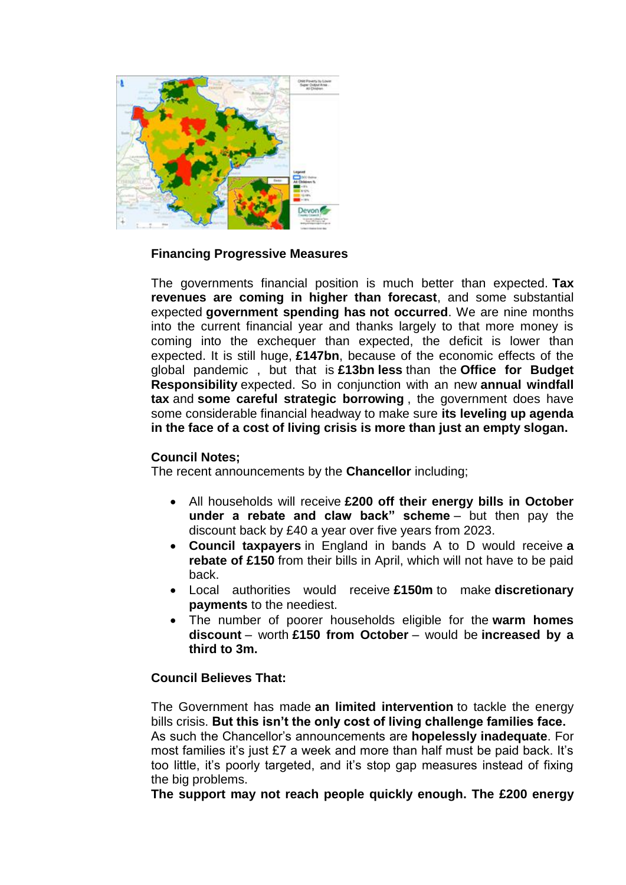**Financing Progressive Measures**

The governments financial position is much better than expected. **Tax revenues are coming in higher than forecast**, and some substantial expected **government spending has not occurred**. We are nine months into the current financial year and thanks largely to that more money is coming into the exchequer than expected, the deficit is lower than expected. It is still huge, **£147bn**, because of the economic effects of the global pandemic , but that is **£13bn less** than the **Office for Budget Responsibility** expected. So in conjunction with an new **annual windfall tax** and **some careful strategic borrowing** , the government does have some considerable financial headway to make sure **its leveling up agenda in the face of a cost of living crisis is more than just an empty slogan.**

**Council Notes;**

The recent announcements by the **Chancellor** including;

- All households will receive **£200 off their energy bills in October under a rebate and claw back" scheme** – but then pay the discount back by £40 a year over five years from 2023.
- **Council taxpayers** in England in bands A to D would receive **a rebate of £150** from their bills in April, which will not have to be paid back.
- Local authorities would receive **£150m** to make **discretionary payments** to the neediest.
- The number of poorer households eligible for the **warm homes discount** – worth **£150 from October** – would be **increased by a third to 3m.**

**Council Believes That:**

The Government has made **an limited intervention** to tackle the energy bills crisis. **But this isn't the only cost of living challenge families face.**
As such the Chancellor's announcements are **hopelessly inadequate**. For most families it's just £7 a week and more than half must be paid back. It's too little, it's poorly targeted, and it's stop gap measures instead of fixing the big problems.
**The support may not reach people quickly enough. The £200 energy**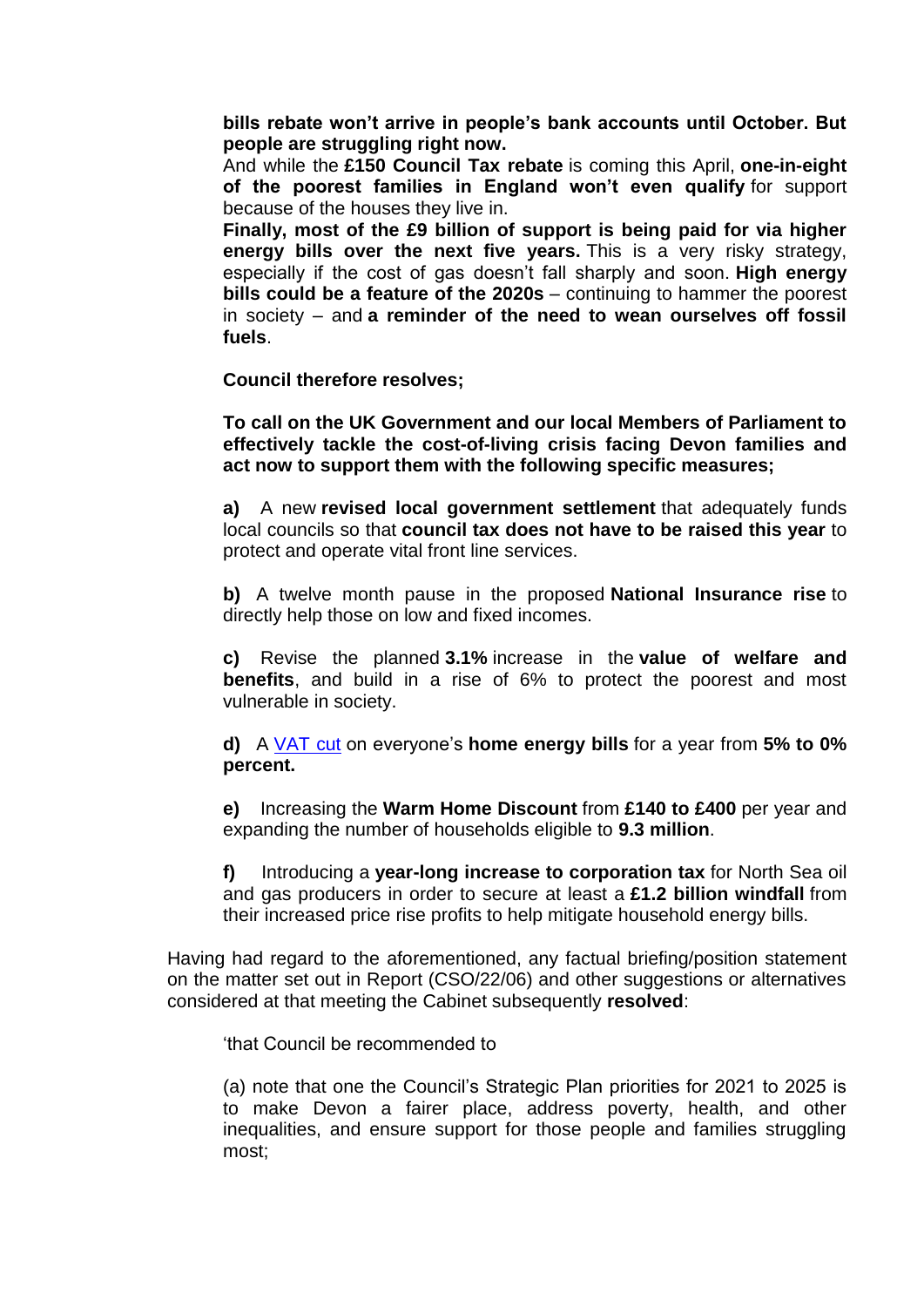**bills rebate won't arrive in people's bank accounts until October. But people are struggling right now.**

And while the **£150 Council Tax rebate** is coming this April, **one-in-eight of the poorest families in England won't even qualify** for support because of the houses they live in.

**Finally, most of the £9 billion of support is being paid for via higher energy bills over the next five years.** This is a very risky strategy, especially if the cost of gas doesn't fall sharply and soon. **High energy bills could be a feature of the 2020s** – continuing to hammer the poorest in society – and **a reminder of the need to wean ourselves off fossil fuels**.

**Council therefore resolves;**

**To call on the UK Government and our local Members of Parliament to effectively tackle the cost-of-living crisis facing Devon families and act now to support them with the following specific measures;**

**a)** A new **revised local government settlement** that adequately funds local councils so that **council tax does not have to be raised this year** to protect and operate vital front line services.

**b)** A twelve month pause in the proposed **National Insurance rise** to directly help those on low and fixed incomes.

**c)** Revise the planned **3.1%** increase in the **value of welfare and benefits**, and build in a rise of 6% to protect the poorest and most vulnerable in society.

**d)** A VAT cut on everyone's **home energy bills** for a year from **5% to 0% percent.**

**e)** Increasing the **Warm Home Discount** from **£140 to £400** per year and expanding the number of households eligible to **9.3 million**.

**f)** Introducing a **year-long increase to corporation tax** for North Sea oil and gas producers in order to secure at least a **£1.2 billion windfall** from their increased price rise profits to help mitigate household energy bills.

Having had regard to the aforementioned, any factual briefing/position statement on the matter set out in Report (CSO/22/06) and other suggestions or alternatives considered at that meeting the Cabinet subsequently **resolved**:

'that Council be recommended to

(a) note that one the Council's Strategic Plan priorities for 2021 to 2025 is to make Devon a fairer place, address poverty, health, and other inequalities, and ensure support for those people and families struggling most;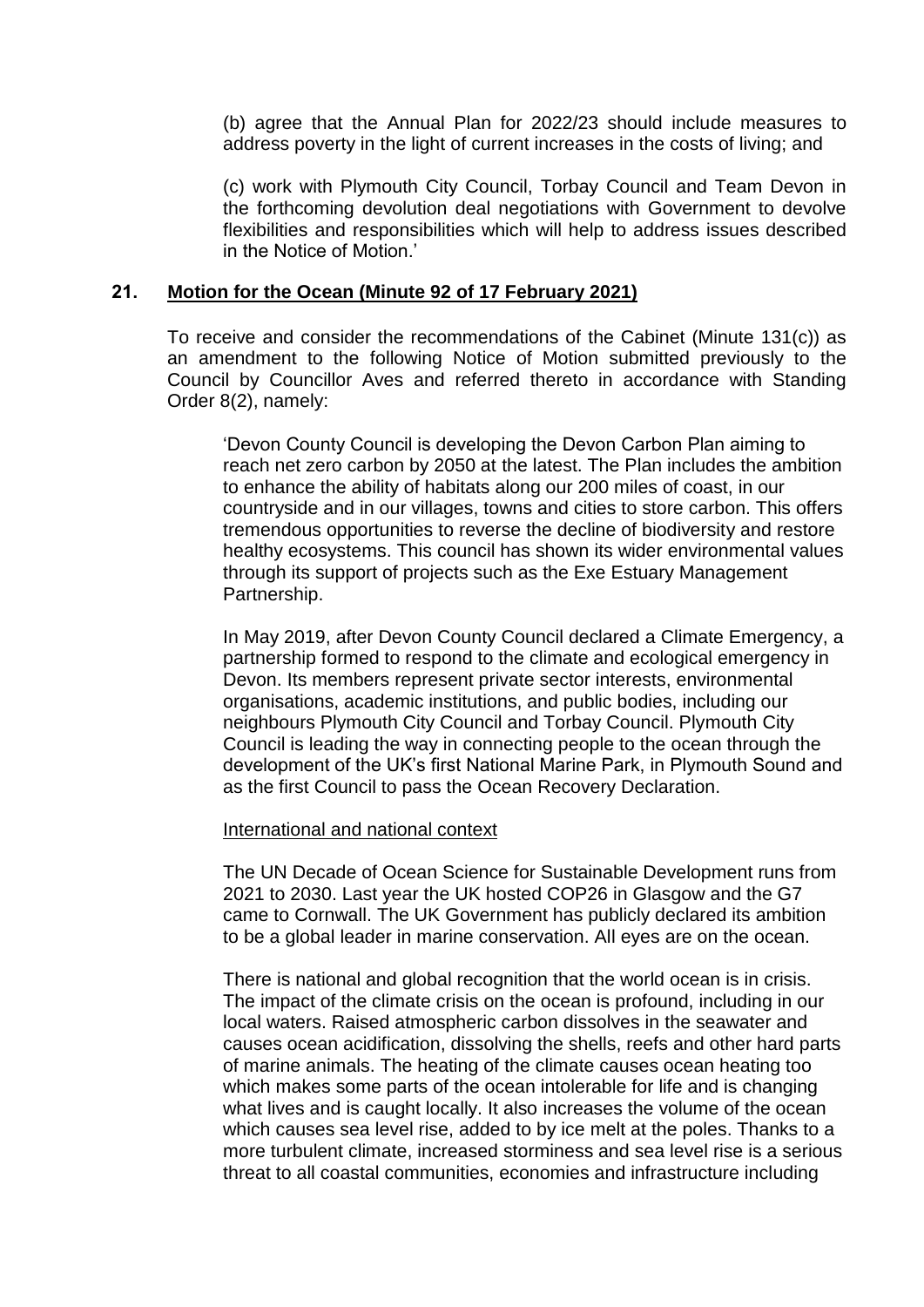(b) agree that the Annual Plan for 2022/23 should include measures to address poverty in the light of current increases in the costs of living; and

(c) work with Plymouth City Council, Torbay Council and Team Devon in the forthcoming devolution deal negotiations with Government to devolve flexibilities and responsibilities which will help to address issues described in the Notice of Motion.'

## 21. Motion for the Ocean (Minute 92 of 17 February 2021)

To receive and consider the recommendations of the Cabinet (Minute 131(c)) as an amendment to the following Notice of Motion submitted previously to the Council by Councillor Aves and referred thereto in accordance with Standing Order 8(2), namely:

> 'Devon County Council is developing the Devon Carbon Plan aiming to reach net zero carbon by 2050 at the latest. The Plan includes the ambition to enhance the ability of habitats along our 200 miles of coast, in our countryside and in our villages, towns and cities to store carbon. This offers tremendous opportunities to reverse the decline of biodiversity and restore healthy ecosystems. This council has shown its wider environmental values through its support of projects such as the Exe Estuary Management Partnership.
>
> In May 2019, after Devon County Council declared a Climate Emergency, a partnership formed to respond to the climate and ecological emergency in Devon. Its members represent private sector interests, environmental organisations, academic institutions, and public bodies, including our neighbours Plymouth City Council and Torbay Council. Plymouth City Council is leading the way in connecting people to the ocean through the development of the UK's first National Marine Park, in Plymouth Sound and as the first Council to pass the Ocean Recovery Declaration.
>
> International and national context
>
> The UN Decade of Ocean Science for Sustainable Development runs from 2021 to 2030. Last year the UK hosted COP26 in Glasgow and the G7 came to Cornwall. The UK Government has publicly declared its ambition to be a global leader in marine conservation. All eyes are on the ocean.
>
> There is national and global recognition that the world ocean is in crisis. The impact of the climate crisis on the ocean is profound, including in our local waters. Raised atmospheric carbon dissolves in the seawater and causes ocean acidification, dissolving the shells, reefs and other hard parts of marine animals. The heating of the climate causes ocean heating too which makes some parts of the ocean intolerable for life and is changing what lives and is caught locally. It also increases the volume of the ocean which causes sea level rise, added to by ice melt at the poles. Thanks to a more turbulent climate, increased storminess and sea level rise is a serious threat to all coastal communities, economies and infrastructure including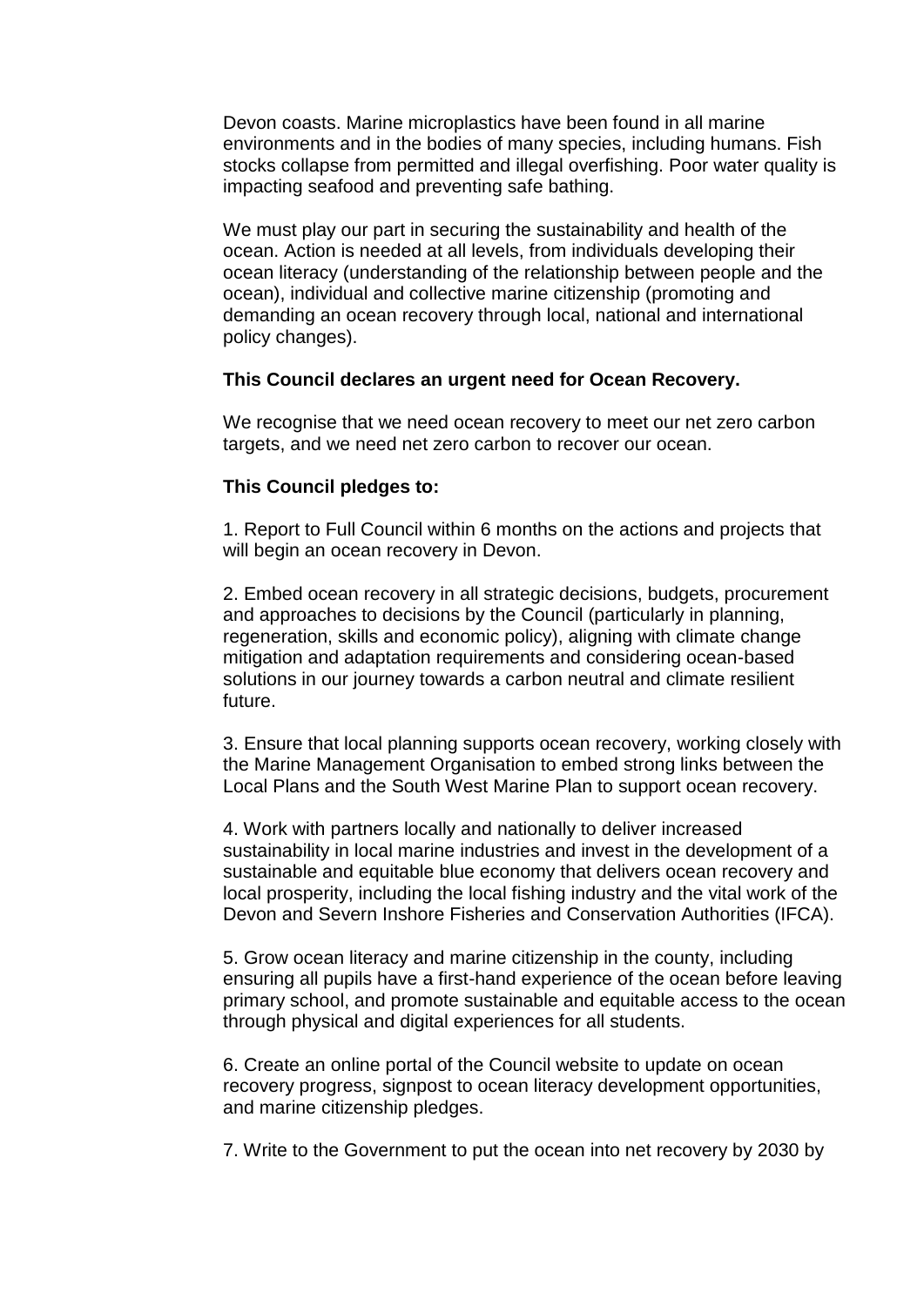Devon coasts. Marine microplastics have been found in all marine environments and in the bodies of many species, including humans. Fish stocks collapse from permitted and illegal overfishing. Poor water quality is impacting seafood and preventing safe bathing.

We must play our part in securing the sustainability and health of the ocean. Action is needed at all levels, from individuals developing their ocean literacy (understanding of the relationship between people and the ocean), individual and collective marine citizenship (promoting and demanding an ocean recovery through local, national and international policy changes).

**This Council declares an urgent need for Ocean Recovery.**

We recognise that we need ocean recovery to meet our net zero carbon targets, and we need net zero carbon to recover our ocean.

**This Council pledges to:**

1. Report to Full Council within 6 months on the actions and projects that will begin an ocean recovery in Devon.

2. Embed ocean recovery in all strategic decisions, budgets, procurement and approaches to decisions by the Council (particularly in planning, regeneration, skills and economic policy), aligning with climate change mitigation and adaptation requirements and considering ocean-based solutions in our journey towards a carbon neutral and climate resilient future.

3. Ensure that local planning supports ocean recovery, working closely with the Marine Management Organisation to embed strong links between the Local Plans and the South West Marine Plan to support ocean recovery.

4. Work with partners locally and nationally to deliver increased sustainability in local marine industries and invest in the development of a sustainable and equitable blue economy that delivers ocean recovery and local prosperity, including the local fishing industry and the vital work of the Devon and Severn Inshore Fisheries and Conservation Authorities (IFCA).

5. Grow ocean literacy and marine citizenship in the county, including ensuring all pupils have a first-hand experience of the ocean before leaving primary school, and promote sustainable and equitable access to the ocean through physical and digital experiences for all students.

6. Create an online portal of the Council website to update on ocean recovery progress, signpost to ocean literacy development opportunities, and marine citizenship pledges.

7. Write to the Government to put the ocean into net recovery by 2030 by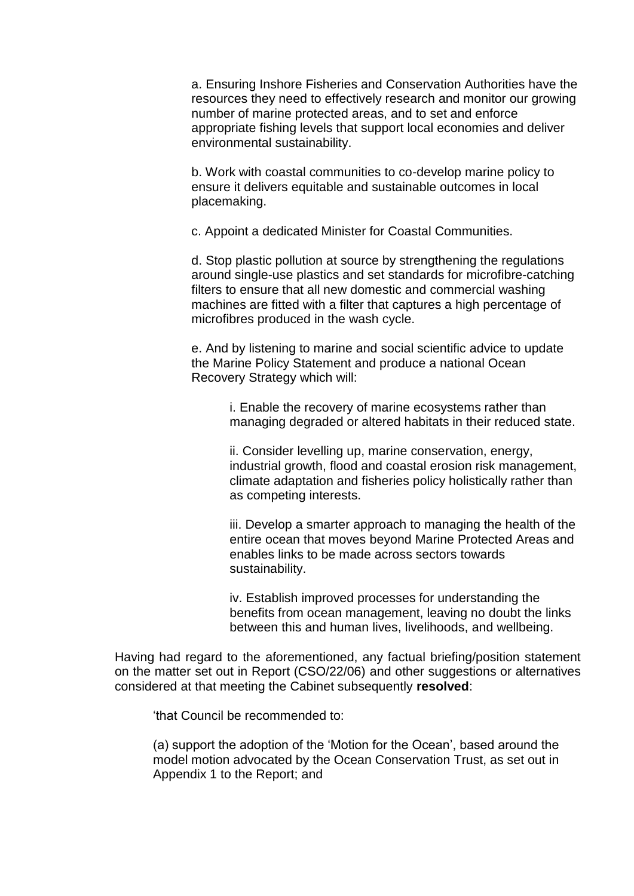a. Ensuring Inshore Fisheries and Conservation Authorities have the resources they need to effectively research and monitor our growing number of marine protected areas, and to set and enforce appropriate fishing levels that support local economies and deliver environmental sustainability.

b. Work with coastal communities to co-develop marine policy to ensure it delivers equitable and sustainable outcomes in local placemaking.

c. Appoint a dedicated Minister for Coastal Communities.

d. Stop plastic pollution at source by strengthening the regulations around single-use plastics and set standards for microfibre-catching filters to ensure that all new domestic and commercial washing machines are fitted with a filter that captures a high percentage of microfibres produced in the wash cycle.

e. And by listening to marine and social scientific advice to update the Marine Policy Statement and produce a national Ocean Recovery Strategy which will:

> i. Enable the recovery of marine ecosystems rather than managing degraded or altered habitats in their reduced state.
>
> ii. Consider levelling up, marine conservation, energy, industrial growth, flood and coastal erosion risk management, climate adaptation and fisheries policy holistically rather than as competing interests.
>
> iii. Develop a smarter approach to managing the health of the entire ocean that moves beyond Marine Protected Areas and enables links to be made across sectors towards sustainability.
>
> iv. Establish improved processes for understanding the benefits from ocean management, leaving no doubt the links between this and human lives, livelihoods, and wellbeing.

Having had regard to the aforementioned, any factual briefing/position statement on the matter set out in Report (CSO/22/06) and other suggestions or alternatives considered at that meeting the Cabinet subsequently **resolved**:

'that Council be recommended to:

(a) support the adoption of the 'Motion for the Ocean', based around the model motion advocated by the Ocean Conservation Trust, as set out in Appendix 1 to the Report; and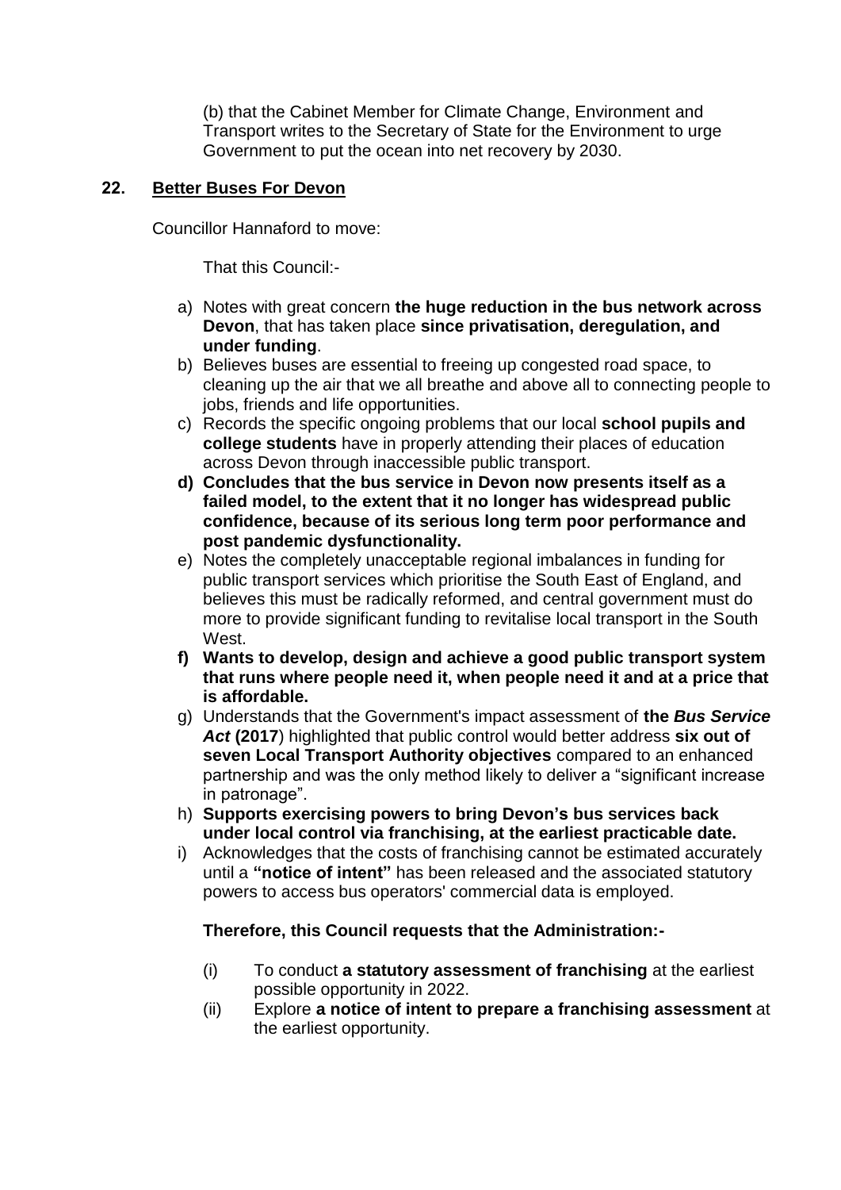(b) that the Cabinet Member for Climate Change, Environment and Transport writes to the Secretary of State for the Environment to urge Government to put the ocean into net recovery by 2030.

## 22. Better Buses For Devon

Councillor Hannaford to move:

That this Council:-

a) Notes with great concern **the huge reduction in the bus network across Devon**, that has taken place **since privatisation, deregulation, and under funding**.
b) Believes buses are essential to freeing up congested road space, to cleaning up the air that we all breathe and above all to connecting people to jobs, friends and life opportunities.
c) Records the specific ongoing problems that our local **school pupils and college students** have in properly attending their places of education across Devon through inaccessible public transport.
d) **Concludes that the bus service in Devon now presents itself as a failed model, to the extent that it no longer has widespread public confidence, because of its serious long term poor performance and post pandemic dysfunctionality.**
e) Notes the completely unacceptable regional imbalances in funding for public transport services which prioritise the South East of England, and believes this must be radically reformed, and central government must do more to provide significant funding to revitalise local transport in the South West.
f) **Wants to develop, design and achieve a good public transport system that runs where people need it, when people need it and at a price that is affordable.**
g) Understands that the Government's impact assessment of **the *Bus Service Act* (2017**) highlighted that public control would better address **six out of seven Local Transport Authority objectives** compared to an enhanced partnership and was the only method likely to deliver a "significant increase in patronage".
h) **Supports exercising powers to bring Devon's bus services back under local control via franchising, at the earliest practicable date.**
i) Acknowledges that the costs of franchising cannot be estimated accurately until a **"notice of intent"** has been released and the associated statutory powers to access bus operators' commercial data is employed.

**Therefore, this Council requests that the Administration:-**

(i) To conduct **a statutory assessment of franchising** at the earliest possible opportunity in 2022.
(ii) Explore **a notice of intent to prepare a franchising assessment** at the earliest opportunity.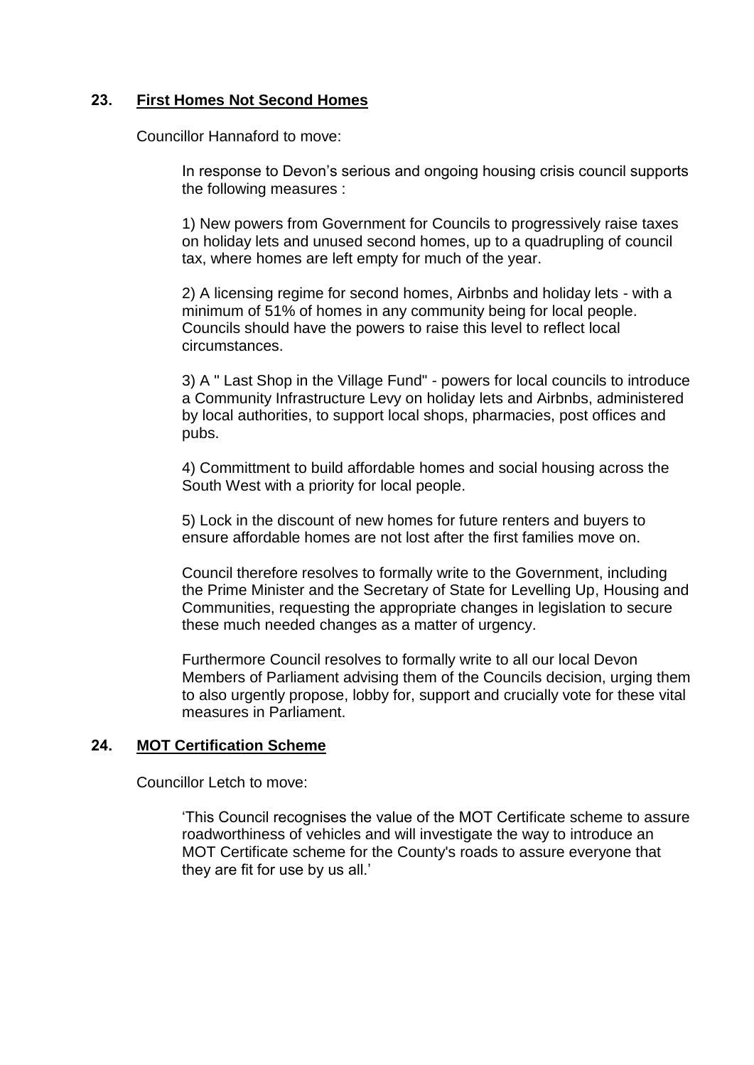## 23. First Homes Not Second Homes

Councillor Hannaford to move:

> In response to Devon's serious and ongoing housing crisis council supports the following measures :
>
> 1) New powers from Government for Councils to progressively raise taxes on holiday lets and unused second homes, up to a quadrupling of council tax, where homes are left empty for much of the year.
>
> 2) A licensing regime for second homes, Airbnbs and holiday lets - with a minimum of 51% of homes in any community being for local people. Councils should have the powers to raise this level to reflect local circumstances.
>
> 3) A " Last Shop in the Village Fund" - powers for local councils to introduce a Community Infrastructure Levy on holiday lets and Airbnbs, administered by local authorities, to support local shops, pharmacies, post offices and pubs.
>
> 4) Committment to build affordable homes and social housing across the South West with a priority for local people.
>
> 5) Lock in the discount of new homes for future renters and buyers to ensure affordable homes are not lost after the first families move on.
>
> Council therefore resolves to formally write to the Government, including the Prime Minister and the Secretary of State for Levelling Up, Housing and Communities, requesting the appropriate changes in legislation to secure these much needed changes as a matter of urgency.
>
> Furthermore Council resolves to formally write to all our local Devon Members of Parliament advising them of the Councils decision, urging them to also urgently propose, lobby for, support and crucially vote for these vital measures in Parliament.

## 24. MOT Certification Scheme

Councillor Letch to move:

> 'This Council recognises the value of the MOT Certificate scheme to assure roadworthiness of vehicles and will investigate the way to introduce an MOT Certificate scheme for the County's roads to assure everyone that they are fit for use by us all.'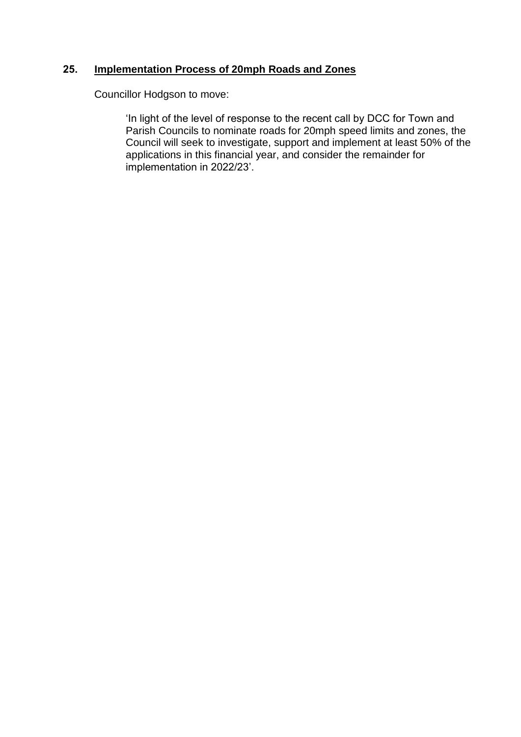## 25. Implementation Process of 20mph Roads and Zones

Councillor Hodgson to move:

> 'In light of the level of response to the recent call by DCC for Town and Parish Councils to nominate roads for 20mph speed limits and zones, the Council will seek to investigate, support and implement at least 50% of the applications in this financial year, and consider the remainder for implementation in 2022/23'.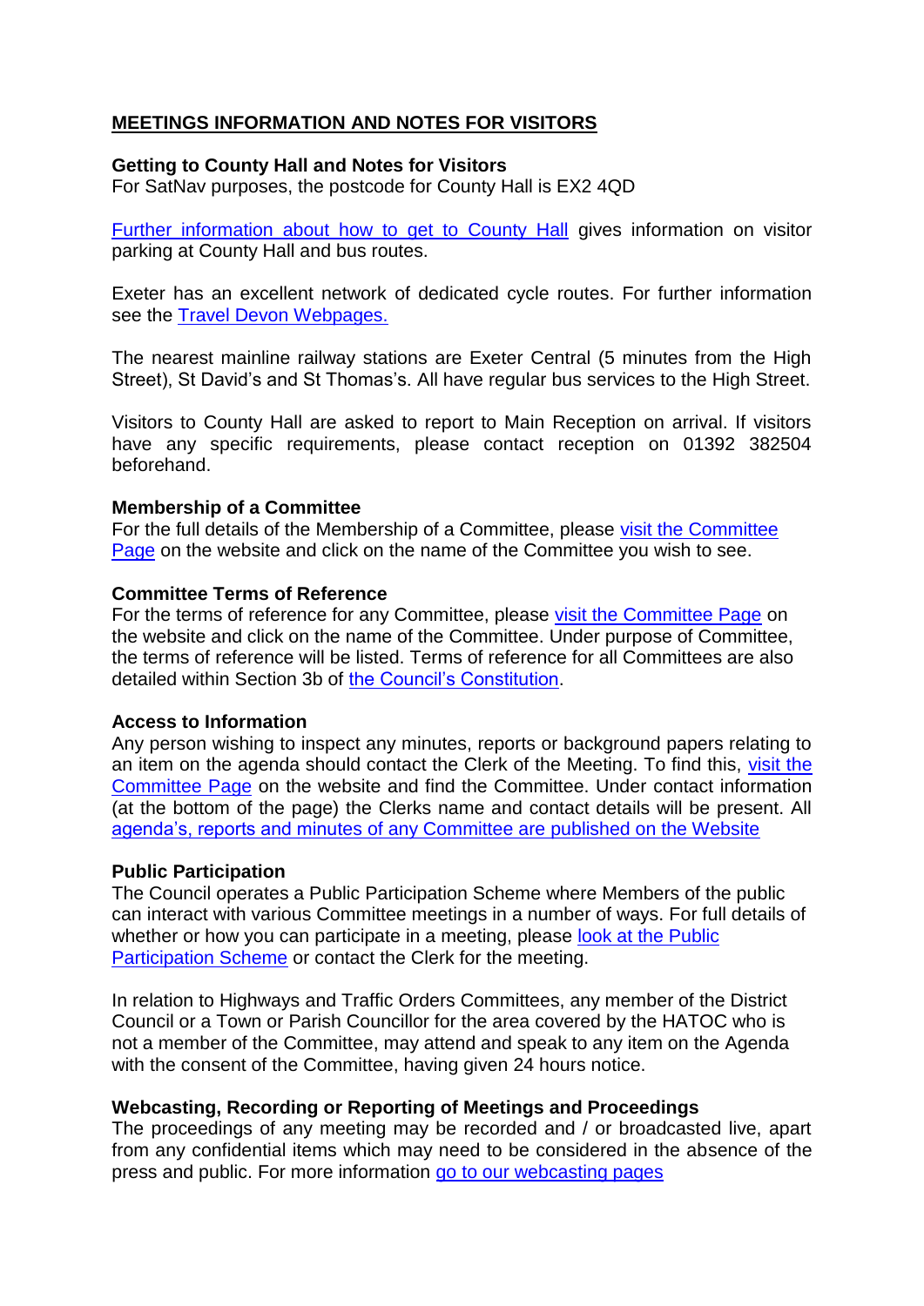## MEETINGS INFORMATION AND NOTES FOR VISITORS

**Getting to County Hall and Notes for Visitors**
For SatNav purposes, the postcode for County Hall is EX2 4QD

Further information about how to get to County Hall gives information on visitor parking at County Hall and bus routes.

Exeter has an excellent network of dedicated cycle routes. For further information see the Travel Devon Webpages.

The nearest mainline railway stations are Exeter Central (5 minutes from the High Street), St David's and St Thomas's. All have regular bus services to the High Street.

Visitors to County Hall are asked to report to Main Reception on arrival. If visitors have any specific requirements, please contact reception on 01392 382504 beforehand.

**Membership of a Committee**
For the full details of the Membership of a Committee, please visit the Committee Page on the website and click on the name of the Committee you wish to see.

**Committee Terms of Reference**
For the terms of reference for any Committee, please visit the Committee Page on the website and click on the name of the Committee. Under purpose of Committee, the terms of reference will be listed. Terms of reference for all Committees are also detailed within Section 3b of the Council's Constitution.

**Access to Information**
Any person wishing to inspect any minutes, reports or background papers relating to an item on the agenda should contact the Clerk of the Meeting. To find this, visit the Committee Page on the website and find the Committee. Under contact information (at the bottom of the page) the Clerks name and contact details will be present. All agenda's, reports and minutes of any Committee are published on the Website

**Public Participation**
The Council operates a Public Participation Scheme where Members of the public can interact with various Committee meetings in a number of ways. For full details of whether or how you can participate in a meeting, please look at the Public Participation Scheme or contact the Clerk for the meeting.

In relation to Highways and Traffic Orders Committees, any member of the District Council or a Town or Parish Councillor for the area covered by the HATOC who is not a member of the Committee, may attend and speak to any item on the Agenda with the consent of the Committee, having given 24 hours notice.

**Webcasting, Recording or Reporting of Meetings and Proceedings**
The proceedings of any meeting may be recorded and / or broadcasted live, apart from any confidential items which may need to be considered in the absence of the press and public. For more information go to our webcasting pages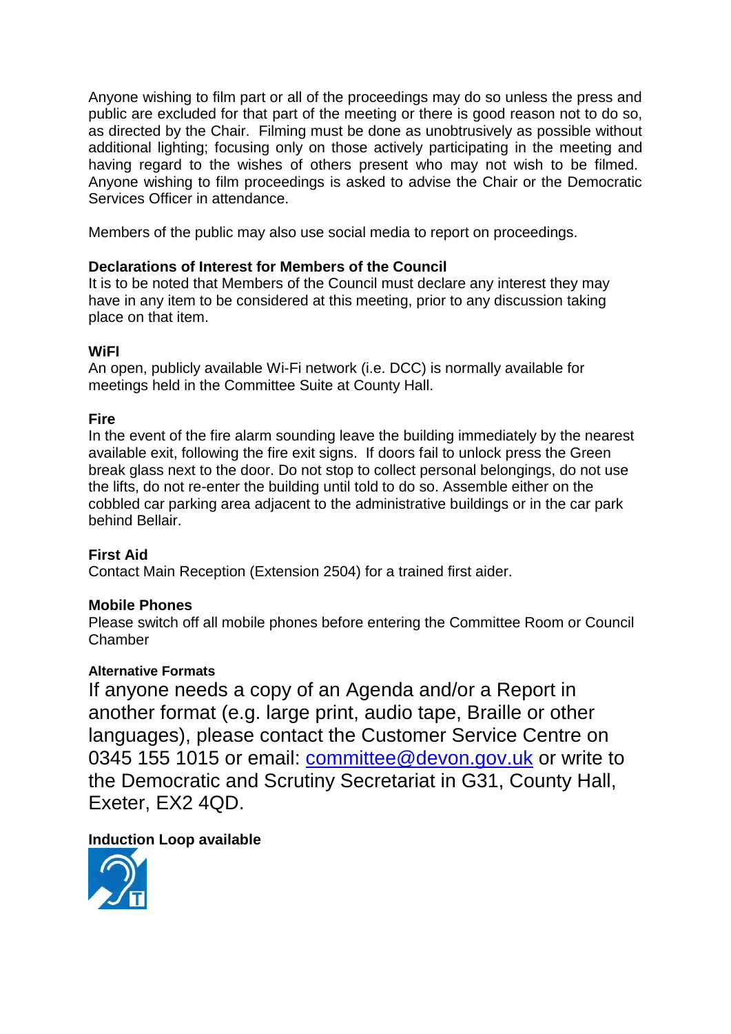Anyone wishing to film part or all of the proceedings may do so unless the press and public are excluded for that part of the meeting or there is good reason not to do so, as directed by the Chair. Filming must be done as unobtrusively as possible without additional lighting; focusing only on those actively participating in the meeting and having regard to the wishes of others present who may not wish to be filmed. Anyone wishing to film proceedings is asked to advise the Chair or the Democratic Services Officer in attendance.

Members of the public may also use social media to report on proceedings.

**Declarations of Interest for Members of the Council**
It is to be noted that Members of the Council must declare any interest they may have in any item to be considered at this meeting, prior to any discussion taking place on that item.

**WiFI**
An open, publicly available Wi-Fi network (i.e. DCC) is normally available for meetings held in the Committee Suite at County Hall.

**Fire**
In the event of the fire alarm sounding leave the building immediately by the nearest available exit, following the fire exit signs. If doors fail to unlock press the Green break glass next to the door. Do not stop to collect personal belongings, do not use the lifts, do not re-enter the building until told to do so. Assemble either on the cobbled car parking area adjacent to the administrative buildings or in the car park behind Bellair.

**First Aid**
Contact Main Reception (Extension 2504) for a trained first aider.

**Mobile Phones**
Please switch off all mobile phones before entering the Committee Room or Council Chamber

**Alternative Formats**
If anyone needs a copy of an Agenda and/or a Report in another format (e.g. large print, audio tape, Braille or other languages), please contact the Customer Service Centre on 0345 155 1015 or email: committee@devon.gov.uk or write to the Democratic and Scrutiny Secretariat in G31, County Hall, Exeter, EX2 4QD.

**Induction Loop available**